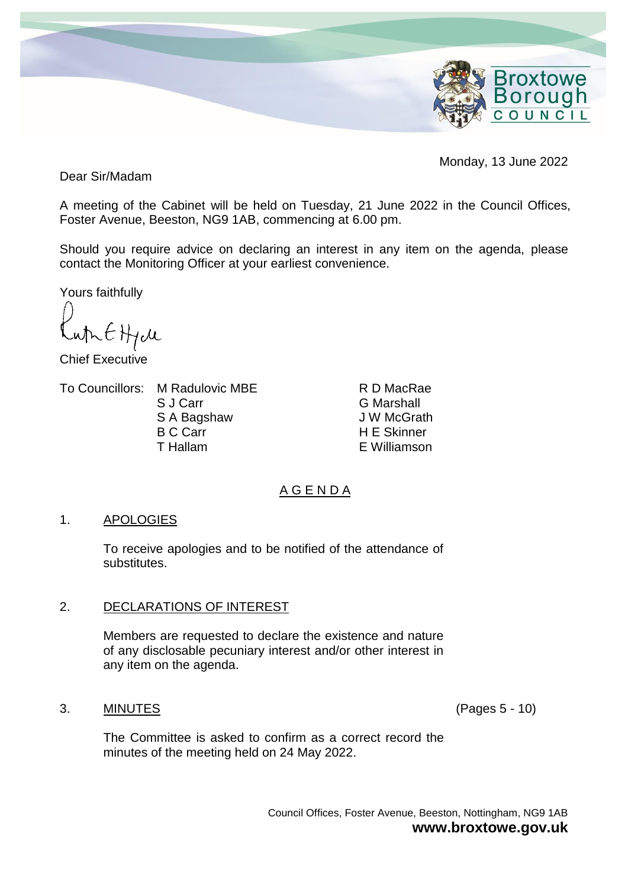Monday, 13 June 2022

Dear Sir/Madam

A meeting of the Cabinet will be held on Tuesday, 21 June 2022 in the Council Offices, Foster Avenue, Beeston, NG9 1AB, commencing at 6.00 pm.

Should you require advice on declaring an interest in any item on the agenda, please contact the Monitoring Officer at your earliest convenience.

Yours faithfully

Chief Executive

To Councillors:

M Radulovic MBE
S J Carr
S A Bagshaw
B C Carr
T Hallam
R D MacRae
G Marshall
J W McGrath
H E Skinner
E Williamson

## A G E N D A

### 1. APOLOGIES

To receive apologies and to be notified of the attendance of substitutes.

### 2. DECLARATIONS OF INTEREST

Members are requested to declare the existence and nature of any disclosable pecuniary interest and/or other interest in any item on the agenda.

### 3. MINUTES (Pages 5 - 10)

The Committee is asked to confirm as a correct record the minutes of the meeting held on 24 May 2022.

Council Offices, Foster Avenue, Beeston, Nottingham, NG9 1AB
**www.broxtowe.gov.uk**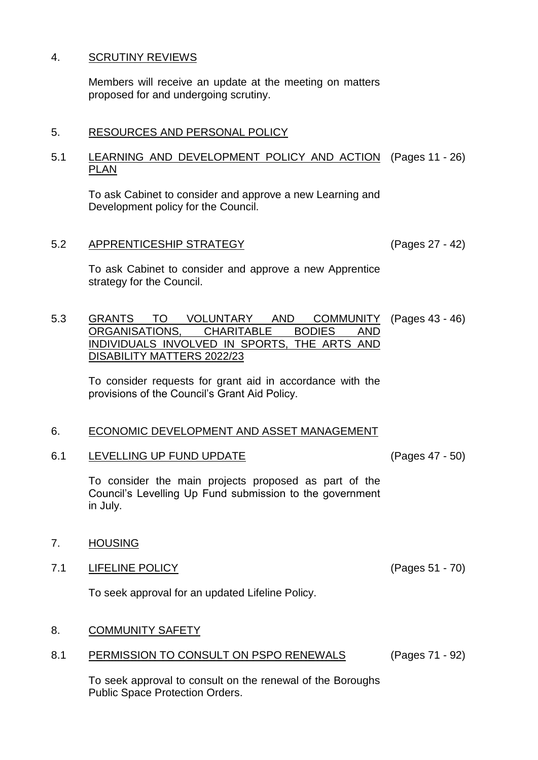4. <u>SCRUTINY REVIEWS</u>

   Members will receive an update at the meeting on matters proposed for and undergoing scrutiny.

5. <u>RESOURCES AND PERSONAL POLICY</u>

5.1 <u>LEARNING AND DEVELOPMENT POLICY AND ACTION PLAN</u> (Pages 11 - 26)

   To ask Cabinet to consider and approve a new Learning and Development policy for the Council.

5.2 <u>APPRENTICESHIP STRATEGY</u> (Pages 27 - 42)

   To ask Cabinet to consider and approve a new Apprentice strategy for the Council.

5.3 <u>GRANTS TO VOLUNTARY AND COMMUNITY ORGANISATIONS, CHARITABLE BODIES AND INDIVIDUALS INVOLVED IN SPORTS, THE ARTS AND DISABILITY MATTERS 2022/23</u> (Pages 43 - 46)

   To consider requests for grant aid in accordance with the provisions of the Council's Grant Aid Policy.

6. <u>ECONOMIC DEVELOPMENT AND ASSET MANAGEMENT</u>

6.1 <u>LEVELLING UP FUND UPDATE</u> (Pages 47 - 50)

   To consider the main projects proposed as part of the Council's Levelling Up Fund submission to the government in July.

7. <u>HOUSING</u>

7.1 <u>LIFELINE POLICY</u> (Pages 51 - 70)

   To seek approval for an updated Lifeline Policy.

8. <u>COMMUNITY SAFETY</u>

8.1 <u>PERMISSION TO CONSULT ON PSPO RENEWALS</u> (Pages 71 - 92)

   To seek approval to consult on the renewal of the Boroughs Public Space Protection Orders.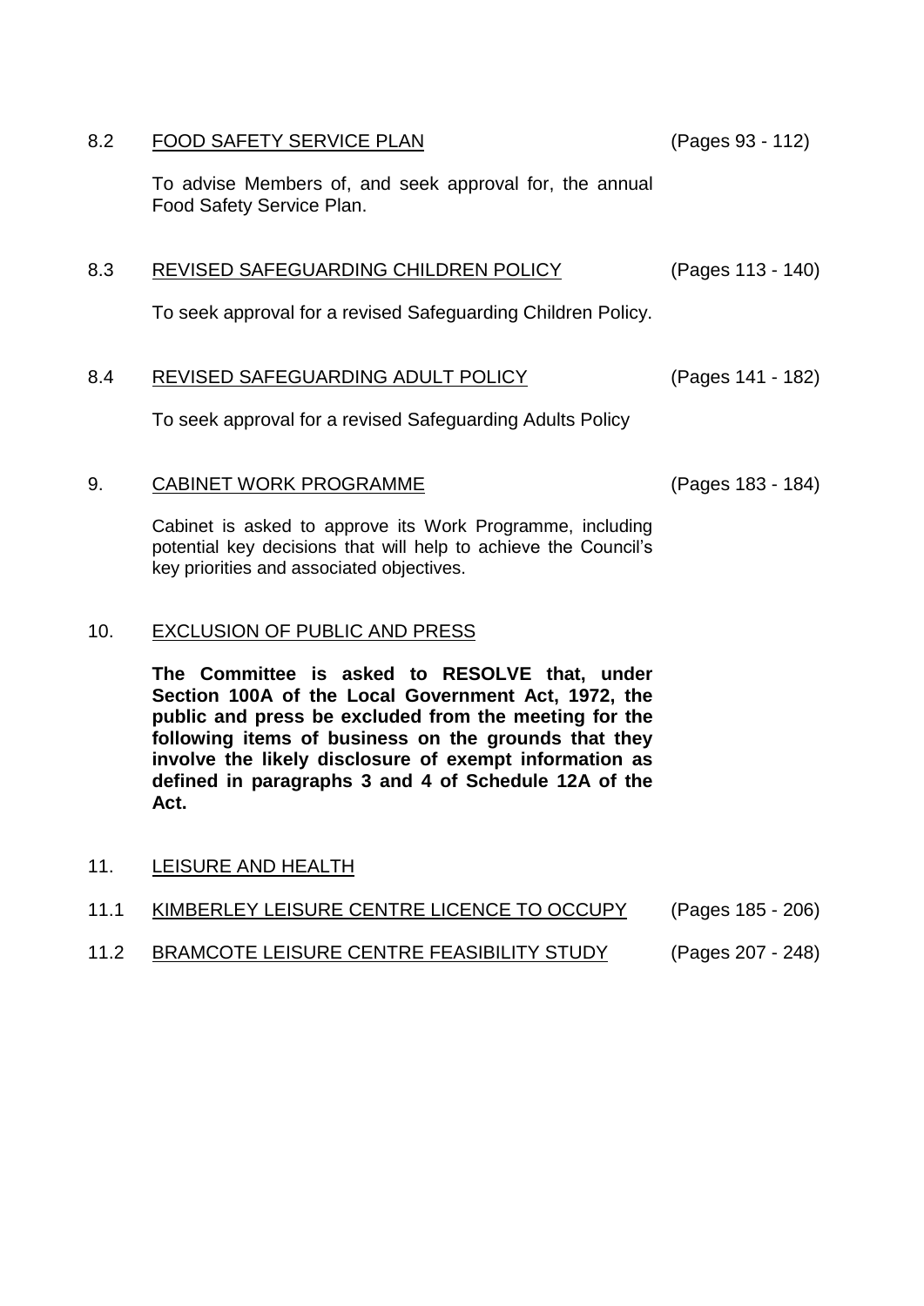8.2 FOOD SAFETY SERVICE PLAN (Pages 93 - 112)

To advise Members of, and seek approval for, the annual Food Safety Service Plan.

8.3 REVISED SAFEGUARDING CHILDREN POLICY (Pages 113 - 140)

To seek approval for a revised Safeguarding Children Policy.

8.4 REVISED SAFEGUARDING ADULT POLICY (Pages 141 - 182)

To seek approval for a revised Safeguarding Adults Policy

9. CABINET WORK PROGRAMME (Pages 183 - 184)

Cabinet is asked to approve its Work Programme, including potential key decisions that will help to achieve the Council's key priorities and associated objectives.

10. EXCLUSION OF PUBLIC AND PRESS

**The Committee is asked to RESOLVE that, under Section 100A of the Local Government Act, 1972, the public and press be excluded from the meeting for the following items of business on the grounds that they involve the likely disclosure of exempt information as defined in paragraphs 3 and 4 of Schedule 12A of the Act.**

11. LEISURE AND HEALTH

11.1 KIMBERLEY LEISURE CENTRE LICENCE TO OCCUPY (Pages 185 - 206)

11.2 BRAMCOTE LEISURE CENTRE FEASIBILITY STUDY (Pages 207 - 248)